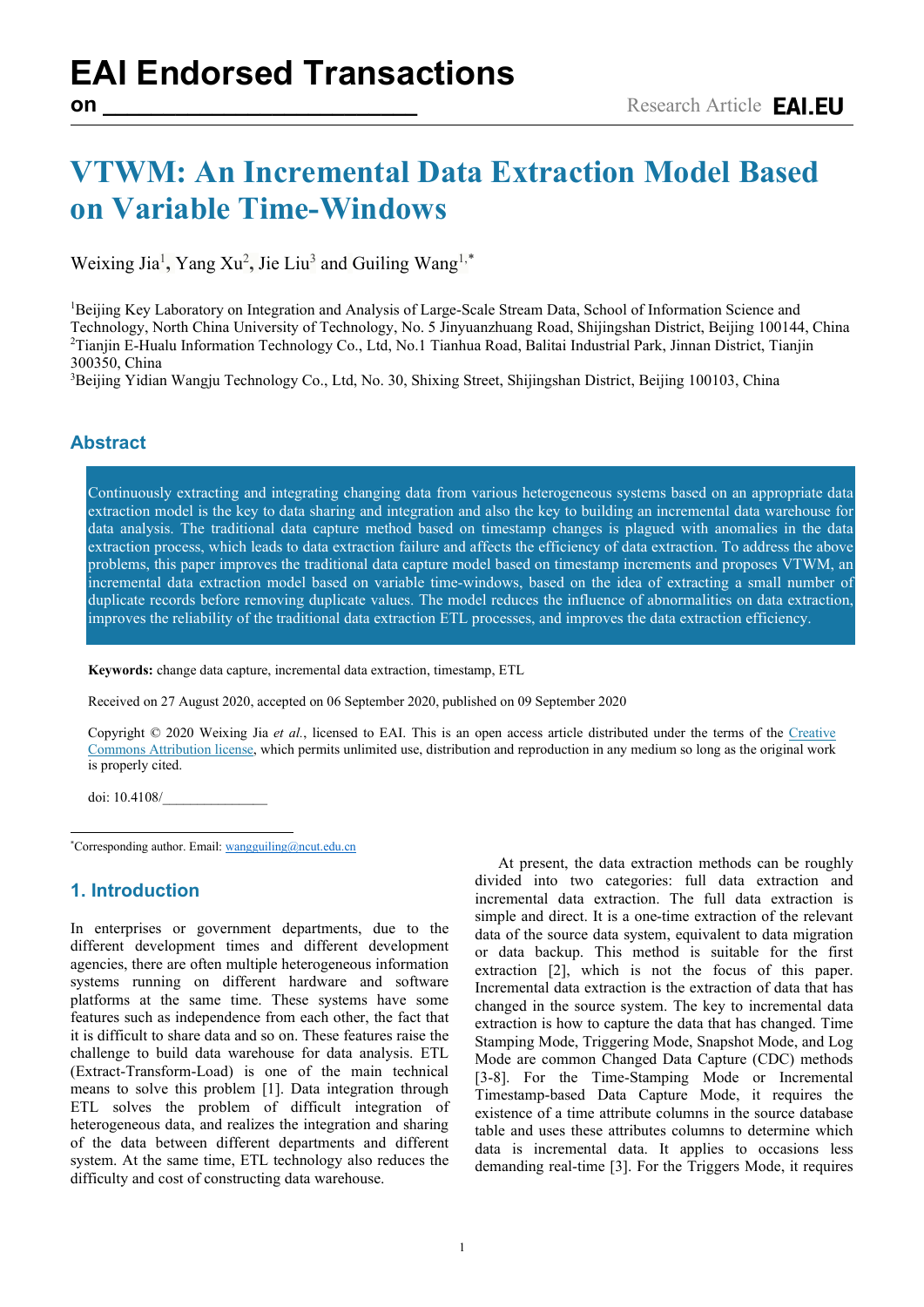# VTWM: An Incremental Data Extraction Model Based on Variable Time-Windows

Weixing Jia[1], Yang Xu[2], Jie Liu[3] and Guiling Wang[1,*]

[1]Beijing Key Laboratory on Integration and Analysis of Large-Scale Stream Data, School of Information Science and Technology, North China University of Technology, No. 5 Jinyuanzhuang Road, Shijingshan District, Beijing 100144, China
[2]Tianjin E-Hualu Information Technology Co., Ltd, No.1 Tianhua Road, Balitai Industrial Park, Jinnan District, Tianjin 300350, China
[3]Beijing Yidian Wangju Technology Co., Ltd, No. 30, Shixing Street, Shijingshan District, Beijing 100103, China

## Abstract

Continuously extracting and integrating changing data from various heterogeneous systems based on an appropriate data extraction model is the key to data sharing and integration and also the key to building an incremental data warehouse for data analysis. The traditional data capture method based on timestamp changes is plagued with anomalies in the data extraction process, which leads to data extraction failure and affects the efficiency of data extraction. To address the above problems, this paper improves the traditional data capture model based on timestamp increments and proposes VTWM, an incremental data extraction model based on variable time-windows, based on the idea of extracting a small number of duplicate records before removing duplicate values. The model reduces the influence of abnormalities on data extraction, improves the reliability of the traditional data extraction ETL processes, and improves the data extraction efficiency.

**Keywords:** change data capture, incremental data extraction, timestamp, ETL

Received on 27 August 2020, accepted on 06 September 2020, published on 09 September 2020

Copyright © 2020 Weixing Jia *et al.*, licensed to EAI. This is an open access article distributed under the terms of the Creative Commons Attribution license, which permits unlimited use, distribution and reproduction in any medium so long as the original work is properly cited.

doi: 10.4108/_______________

*Corresponding author. Email: wangguiling@ncut.edu.cn

## 1. Introduction

In enterprises or government departments, due to the different development times and different development agencies, there are often multiple heterogeneous information systems running on different hardware and software platforms at the same time. These systems have some features such as independence from each other, the fact that it is difficult to share data and so on. These features raise the challenge to build data warehouse for data analysis. ETL (Extract-Transform-Load) is one of the main technical means to solve this problem [1]. Data integration through ETL solves the problem of difficult integration of heterogeneous data, and realizes the integration and sharing of the data between different departments and different system. At the same time, ETL technology also reduces the difficulty and cost of constructing data warehouse.

At present, the data extraction methods can be roughly divided into two categories: full data extraction and incremental data extraction. The full data extraction is simple and direct. It is a one-time extraction of the relevant data of the source data system, equivalent to data migration or data backup. This method is suitable for the first extraction [2], which is not the focus of this paper. Incremental data extraction is the extraction of data that has changed in the source system. The key to incremental data extraction is how to capture the data that has changed. Time Stamping Mode, Triggering Mode, Snapshot Mode, and Log Mode are common Changed Data Capture (CDC) methods [3-8]. For the Time-Stamping Mode or Incremental Timestamp-based Data Capture Mode, it requires the existence of a time attribute columns in the source database table and uses these attributes columns to determine which data is incremental data. It applies to occasions less demanding real-time [3]. For the Triggers Mode, it requires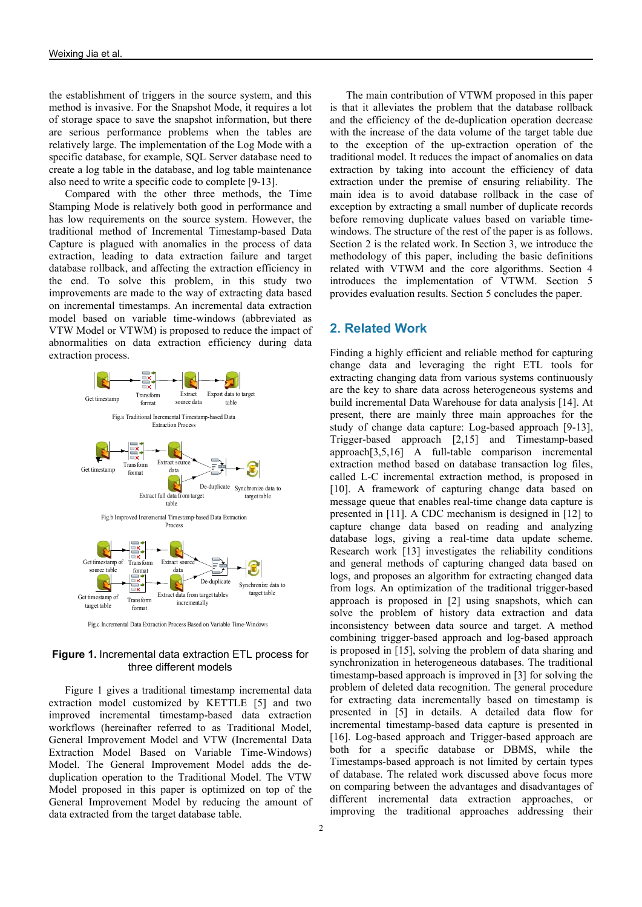the establishment of triggers in the source system, and this method is invasive. For the Snapshot Mode, it requires a lot of storage space to save the snapshot information, but there are serious performance problems when the tables are relatively large. The implementation of the Log Mode with a specific database, for example, SQL Server database need to create a log table in the database, and log table maintenance also need to write a specific code to complete [9-13].

Compared with the other three methods, the Time Stamping Mode is relatively both good in performance and has low requirements on the source system. However, the traditional method of Incremental Timestamp-based Data Capture is plagued with anomalies in the process of data extraction, leading to data extraction failure and target database rollback, and affecting the extraction efficiency in the end. To solve this problem, in this study two improvements are made to the way of extracting data based on incremental timestamps. An incremental data extraction model based on variable time-windows (abbreviated as VTW Model or VTWM) is proposed to reduce the impact of abnormalities on data extraction efficiency during data extraction process.

Get timestamp
Transform format
Extract source data
Export data to target table

Fig.a Traditional Incremental Timestamp-based Data Extraction Process

Get timestamp
Transform format
Extract source data
Extract full data from target table
De-duplicate
Synchronize data to target table

Fig.b Improved Incremental Timestamp-based Data Extraction Process

Get timestamp of source table
Transform format
Extract source data
Get timestamp of target table
Transform format
Extract data from target tables incrementally
De-duplicate
Synchronize data to target table

Fig.c Incremental Data Extraction Process Based on Variable Time-Windows

**Figure 1.** Incremental data extraction ETL process for three different models

Figure 1 gives a traditional timestamp incremental data extraction model customized by KETTLE [5] and two improved incremental timestamp-based data extraction workflows (hereinafter referred to as Traditional Model, General Improvement Model and VTW (Incremental Data Extraction Model Based on Variable Time-Windows) Model. The General Improvement Model adds the de-duplication operation to the Traditional Model. The VTW Model proposed in this paper is optimized on top of the General Improvement Model by reducing the amount of data extracted from the target database table.

The main contribution of VTWM proposed in this paper is that it alleviates the problem that the database rollback and the efficiency of the de-duplication operation decrease with the increase of the data volume of the target table due to the exception of the up-extraction operation of the traditional model. It reduces the impact of anomalies on data extraction by taking into account the efficiency of data extraction under the premise of ensuring reliability. The main idea is to avoid database rollback in the case of exception by extracting a small number of duplicate records before removing duplicate values based on variable time-windows. The structure of the rest of the paper is as follows. Section 2 is the related work. In Section 3, we introduce the methodology of this paper, including the basic definitions related with VTWM and the core algorithms. Section 4 introduces the implementation of VTWM. Section 5 provides evaluation results. Section 5 concludes the paper.

## 2. Related Work

Finding a highly efficient and reliable method for capturing change data and leveraging the right ETL tools for extracting changing data from various systems continuously are the key to share data across heterogeneous systems and build incremental Data Warehouse for data analysis [14]. At present, there are mainly three main approaches for the study of change data capture: Log-based approach [9-13], Trigger-based approach [2,15] and Timestamp-based approach[3,5,16] A full-table comparison incremental extraction method based on database transaction log files, called L-C incremental extraction method, is proposed in [10]. A framework of capturing change data based on message queue that enables real-time change data capture is presented in [11]. A CDC mechanism is designed in [12] to capture change data based on reading and analyzing database logs, giving a real-time data update scheme. Research work [13] investigates the reliability conditions and general methods of capturing changed data based on logs, and proposes an algorithm for extracting changed data from logs. An optimization of the traditional trigger-based approach is proposed in [2] using snapshots, which can solve the problem of history data extraction and data inconsistency between data source and target. A method combining trigger-based approach and log-based approach is proposed in [15], solving the problem of data sharing and synchronization in heterogeneous databases. The traditional timestamp-based approach is improved in [3] for solving the problem of deleted data recognition. The general procedure for extracting data incrementally based on timestamp is presented in [5] in details. A detailed data flow for incremental timestamp-based data capture is presented in [16]. Log-based approach and Trigger-based approach are both for a specific database or DBMS, while the Timestamps-based approach is not limited by certain types of database. The related work discussed above focus more on comparing between the advantages and disadvantages of different incremental data extraction approaches, or improving the traditional approaches addressing their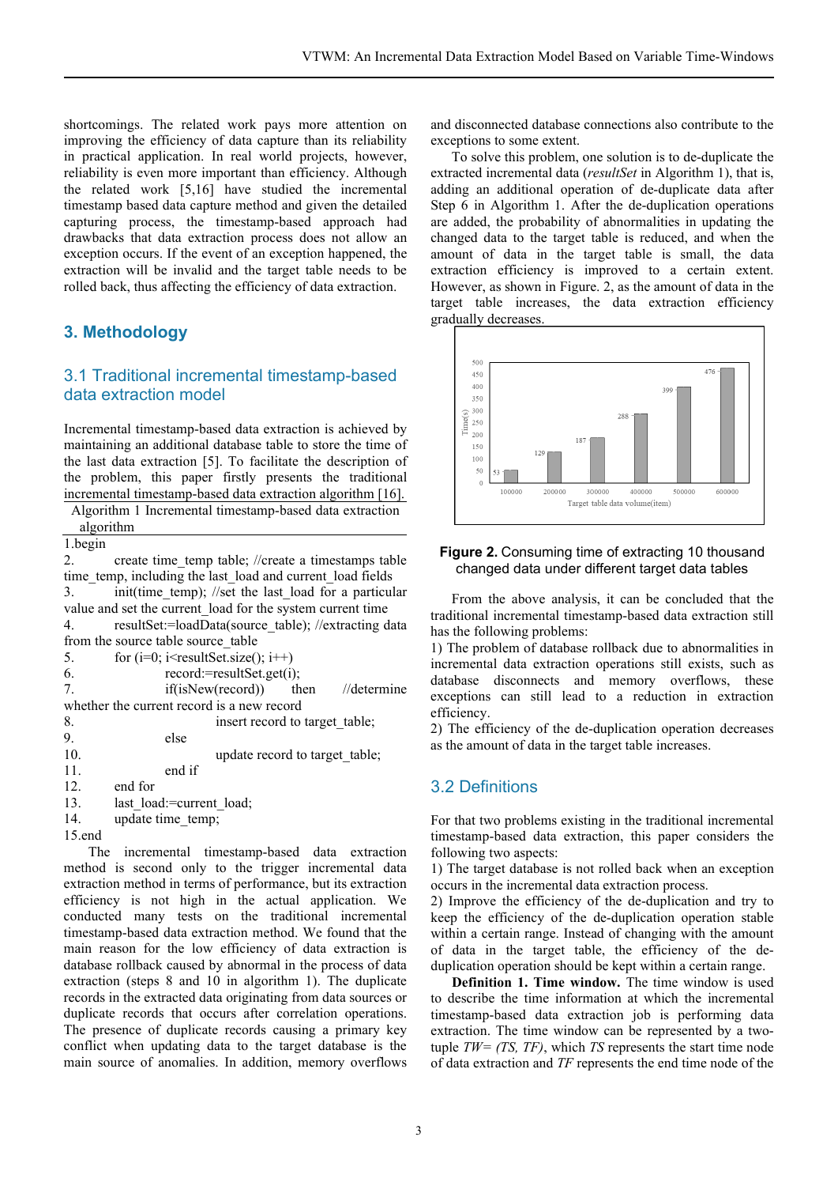shortcomings. The related work pays more attention on improving the efficiency of data capture than its reliability in practical application. In real world projects, however, reliability is even more important than efficiency. Although the related work [5,16] have studied the incremental timestamp based data capture method and given the detailed capturing process, the timestamp-based approach had drawbacks that data extraction process does not allow an exception occurs. If the event of an exception happened, the extraction will be invalid and the target table needs to be rolled back, thus affecting the efficiency of data extraction.

# 3. Methodology

## 3.1 Traditional incremental timestamp-based data extraction model

Incremental timestamp-based data extraction is achieved by maintaining an additional database table to store the time of the last data extraction [5]. To facilitate the description of the problem, this paper firstly presents the traditional incremental timestamp-based data extraction algorithm [16].

Algorithm 1 Incremental timestamp-based data extraction algorithm

```
1.begin
2.      create time_temp table; //create a timestamps table time_temp, including the last_load and current_load fields
3.      init(time_temp); //set the last_load for a particular value and set the current_load for the system current time
4.      resultSet:=loadData(source_table); //extracting data from the source table source_table
5.      for (i=0; i<resultSet.size(); i++)
6.              record:=resultSet.get(i);
7.              if(isNew(record)) then //determine whether the current record is a new record
8.                      insert record to target_table;
9.              else
10.                     update record to target_table;
11.             end if
12.     end for
13.     last_load:=current_load;
14.     update time_temp;
15.end
```

The incremental timestamp-based data extraction method is second only to the trigger incremental data extraction method in terms of performance, but its extraction efficiency is not high in the actual application. We conducted many tests on the traditional incremental timestamp-based data extraction method. We found that the main reason for the low efficiency of data extraction is database rollback caused by abnormal in the process of data extraction (steps 8 and 10 in algorithm 1). The duplicate records in the extracted data originating from data sources or duplicate records that occurs after correlation operations. The presence of duplicate records causing a primary key conflict when updating data to the target database is the main source of anomalies. In addition, memory overflows and disconnected database connections also contribute to the exceptions to some extent.

To solve this problem, one solution is to de-duplicate the extracted incremental data (*resultSet* in Algorithm 1), that is, adding an additional operation of de-duplicate data after Step 6 in Algorithm 1. After the de-duplication operations are added, the probability of abnormalities in updating the changed data to the target table is reduced, and when the amount of data in the target table is small, the data extraction efficiency is improved to a certain extent. However, as shown in Figure. 2, as the amount of data in the target table increases, the data extraction efficiency gradually decreases.

500
450
400
350
300
250
200
150
100
50
0
Time(s)
53
129
187
288
399
476
100000
200000
300000
400000
500000
600000
Target table data volume(item)

**Figure 2.** Consuming time of extracting 10 thousand changed data under different target data tables

From the above analysis, it can be concluded that the traditional incremental timestamp-based data extraction still has the following problems:

1) The problem of database rollback due to abnormalities in incremental data extraction operations still exists, such as database disconnects and memory overflows, these exceptions can still lead to a reduction in extraction efficiency.

2) The efficiency of the de-duplication operation decreases as the amount of data in the target table increases.

## 3.2 Definitions

For that two problems existing in the traditional incremental timestamp-based data extraction, this paper considers the following two aspects:

1) The target database is not rolled back when an exception occurs in the incremental data extraction process.

2) Improve the efficiency of the de-duplication and try to keep the efficiency of the de-duplication operation stable within a certain range. Instead of changing with the amount of data in the target table, the efficiency of the de-duplication operation should be kept within a certain range.

**Definition 1. Time window.** The time window is used to describe the time information at which the incremental timestamp-based data extraction job is performing data extraction. The time window can be represented by a two-tuple *TW= (TS, TF)*, which *TS* represents the start time node of data extraction and *TF* represents the end time node of the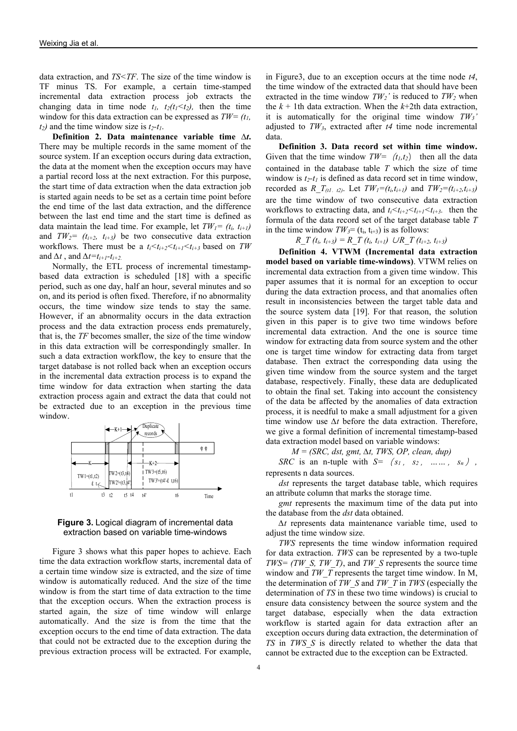data extraction, and $TS<TF$. The size of the time window is TF minus TS. For example, a certain time-stamped incremental data extraction process job extracts the changing data in time node $t_1$, $t_2(t_1<t_2)$, then the time window for this data extraction can be expressed as $TW=(t_1, t_2)$ and the time window size is $t_2$-$t_1$.

**Definition 2. Data maintenance variable time $\Delta t$.** There may be multiple records in the same moment of the source system. If an exception occurs during data extraction, the data at the moment when the exception occurs may have a partial record loss at the next extraction. For this purpose, the start time of data extraction when the data extraction job is started again needs to be set as a certain time point before the end time of the last data extraction, and the difference between the last end time and the start time is defined as data maintain the lead time. For example, let $TW_1=(t_i, t_{i+1})$ and $TW_2=(t_{i+2}, t_{i+3})$ be two consecutive data extraction workflows. There must be a $t_i<t_{i+2}<t_{i+1}<t_{i+3}$ based on $TW$ and $\Delta t$ , and $\Delta t=t_{i+1}-t_{i+2}$.

Normally, the ETL process of incremental timestamp-based data extraction is scheduled [18] with a specific period, such as one day, half an hour, several minutes and so on, and its period is often fixed. Therefore, if no abnormality occurs, the time window size tends to stay the same. However, if an abnormality occurs in the data extraction process and the data extraction process ends prematurely, that is, the *TF* becomes smaller, the size of the time window in this data extraction will be correspondingly smaller. In such a data extraction workflow, the key to ensure that the target database is not rolled back when an exception occurs in the incremental data extraction process is to expand the time window for data extraction when starting the data extraction process again and extract the data that could not be extracted due to an exception in the previous time window.

K+1
Duplicate records
K
K+2
TW1=(t1,t2)
TW2=(t3,t4)
TW2'=(t3,t4')
TW3=(t5,t6)
TW3'=(t4'-Δt,t6)
Δt
t1 t3 t2 t5 t4 t4' t6 Time

**Figure 3.** Logical diagram of incremental data extraction based on variable time-windows

Figure 3 shows what this paper hopes to achieve. Each time the data extraction workflow starts, incremental data of a certain time window size is extracted, and the size of time window is automatically reduced. And the size of the time window is from the start time of data extraction to the time that the exception occurs. When the extraction process is started again, the size of time window will enlarge automatically. And the size is from the time that the exception occurs to the end time of data extraction. The data that could not be extracted due to the exception during the previous extraction process will be extracted. For example, in Figure3, due to an exception occurs at the time node *t4*, the time window of the extracted data that should have been extracted in the time window $TW_2'$ is reduced to $TW_2$ when the $k+1$th data extraction. When the $k$+2th data extraction, it is automatically for the original time window $TW_3'$ adjusted to $TW_3$, extracted after *t4* time node incremental data.

**Definition 3. Data record set within time window.** Given that the time window $TW=(t_1,t_2)$ then all the data contained in the database table *T* which the size of time window is $t_2$-$t_1$ is defined as data record set in time window, recorded as $R\_T_{(t1,\ t2)}$. Let $TW_1=(t_i,t_{i+1})$ and $TW_2=(t_{i+2},t_{i+3})$ are the time window of two consecutive data extraction workflows to extracting data, and $t_i<t_{i+2}<t_{i+1}<t_{i+3}$. then the formula of the data record set of the target database table *T* in the time window $TW_3=(t_i, t_{i+3})$ is as follows:

$$R\_T\ (t_i,\ t_{i+3}) = R\_T\ (t_i,\ t_{i+1})\ \cup R\_T\ (t_{i+2},\ t_{i+3})$$

**Definition 4. VTWM (Incremental data extraction model based on variable time-windows)**. VTWM relies on incremental data extraction from a given time window. This paper assumes that it is normal for an exception to occur during the data extraction process, and that anomalies often result in inconsistencies between the target table data and the source system data [19]. For that reason, the solution given in this paper is to give two time windows before incremental data extraction. And the one is source time window for extracting data from source system and the other one is target time window for extracting data from target database. Then extract the corresponding data using the given time window from the source system and the target database, respectively. Finally, these data are deduplicated to obtain the final set. Taking into account the consistency of the data be affected by the anomalies of data extraction process, it is needful to make a small adjustment for a given time window use $\Delta t$ before the data extraction. Therefore, we give a formal definition of incremental timestamp-based data extraction model based on variable windows:

$$M = (SRC,\ dst,\ gmt,\ \Delta t,\ TWS,\ OP,\ clean,\ dup)$$

*SRC* is an n-tuple with $S=(s_1,\ s_2,\ \ldots\ldots,\ s_n)$, represents n data sources.

*dst* represents the target database table, which requires an attribute column that marks the storage time.

*gmt* represents the maximum time of the data put into the database from the *dst* data obtained.

$\Delta t$ represents data maintenance variable time, used to adjust the time window size.

*TWS* represents the time window information required for data extraction. *TWS* can be represented by a two-tuple *TWS= (TW_S, TW_T)*, and *TW_S* represents the source time window and *TW_T* represents the target time window. In M, the determination of *TW_S* and *TW_T* in *TWS* (especially the determination of *TS* in these two time windows) is crucial to ensure data consistency between the source system and the target database, especially when the data extraction workflow is started again for data extraction after an exception occurs during data extraction, the determination of *TS* in *TWS_S* is directly related to whether the data that cannot be extracted due to the exception can be Extracted.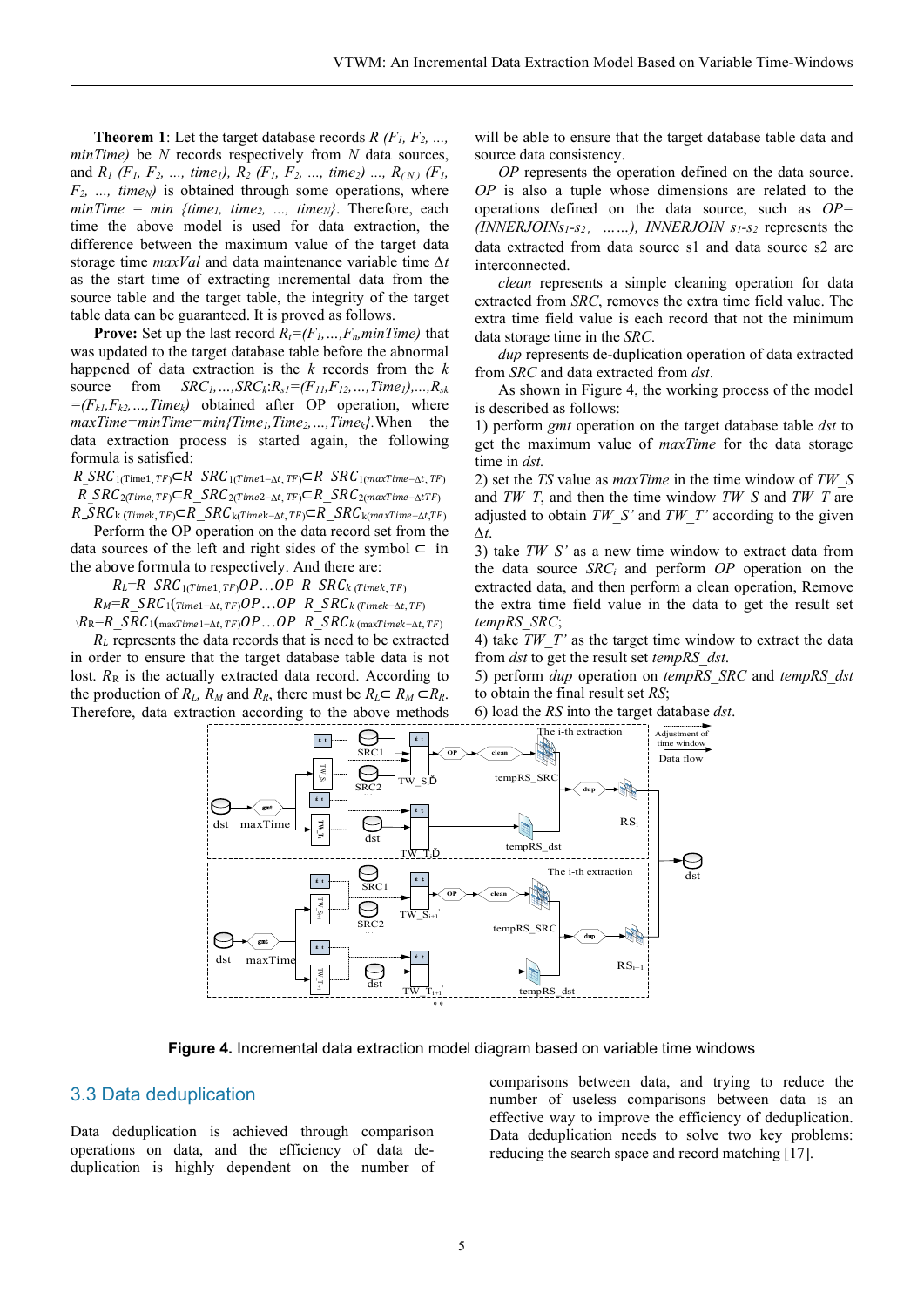**Theorem 1**: Let the target database records $R$ $(F_1, F_2, \ldots, minTime)$ be $N$ records respectively from $N$ data sources, and $R_1$ $(F_1, F_2, \ldots, time_1)$, $R_2$ $(F_1, F_2, \ldots, time_2)$ … $R_{(N)}$ $(F_1, F_2, \ldots, time_N)$ is obtained through some operations, where $minTime = min\ \{time_1, time_2, \ldots, time_N\}$. Therefore, each time the above model is used for data extraction, the difference between the maximum value of the target data storage time *maxVal* and data maintenance variable time $\Delta t$ as the start time of extracting incremental data from the source table and the target table, the integrity of the target table data can be guaranteed. It is proved as follows.

**Prove:** Set up the last record $R_i=(F_1,\ldots,F_n,minTime)$ that was updated to the target database table before the abnormal happened of data extraction is the $k$ records from the $k$ source from $SRC_1,\ldots,SRC_k$:$R_{s1}=(F_{11},F_{12},\ldots,Time_1),\ldots,R_{sk}=(F_{k1},F_{k2},\ldots,Time_k)$ obtained after OP operation, where $maxTime=minTime=min\{Time_1,Time_2,\ldots,Time_k\}$. When the data extraction process is started again, the following formula is satisfied:

$$R\_SRC_{1(\mathrm{Time}1,\,TF)} \subset R\_SRC_{1(Time1-\Delta t,\,TF)} \subset R\_SRC_{1(maxTime-\Delta t,\,TF)}$$

$$R\_SRC_{2(Time,\,TF)} \subset R\_SRC_{2(Time2-\Delta t,\,TF)} \subset R\_SRC_{2(maxTime-\Delta t TF)}$$

$$R\_SRC_{k\,(Timek,\,TF)} \subset R\_SRC_{k(Timek-\Delta t,\,TF)} \subset R\_SRC_{k(maxTime-\Delta t,TF)}$$

Perform the OP operation on the data record set from the data sources of the left and right sides of the symbol $\subset$ in the above formula to respectively. And there are:

$$R_L = R\_SRC_{1(Time1,\,TF)} OP \ldots OP\ \ R\_SRC_{k\,(Timek,\,TF)}$$

$$R_M = R\_SRC_{1}(_{Time1-\Delta t,\,TF)} OP \ldots OP\ \ R\_SRC_{k\,(Timek-\Delta t,\,TF)}$$

$$R_R = R\_SRC_{1}(_{maxTime1-\Delta t,\,TF)} OP \ldots OP\ \ R\_SRC_{k\,(maxTimek-\Delta t,\,TF)}$$

$R_L$ represents the data records that is need to be extracted in order to ensure that the target database table data is not lost. $R_R$ is the actually extracted data record. According to the production of $R_L$, $R_M$ and $R_R$, there must be $R_L \subset R_M \subset R_R$. Therefore, data extraction according to the above methods will be able to ensure that the target database table data and source data consistency.

*OP* represents the operation defined on the data source. *OP* is also a tuple whose dimensions are related to the operations defined on the data source, such as *OP*= (*INNERJOINs*$_1$-*s*$_2$, ……), *INNERJOIN s*$_1$-*s*$_2$ represents the data extracted from data source s1 and data source s2 are interconnected.

*clean* represents a simple cleaning operation for data extracted from *SRC*, removes the extra time field value. The extra time field value is each record that not the minimum data storage time in the *SRC*.

*dup* represents de-duplication operation of data extracted from *SRC* and data extracted from *dst*.

As shown in Figure 4, the working process of the model is described as follows:

1) perform *gmt* operation on the target database table *dst* to get the maximum value of *maxTime* for the data storage time in *dst.*

2) set the *TS* value as *maxTime* in the time window of *TW_S* and *TW_T*, and then the time window *TW_S* and *TW_T* are adjusted to obtain *TW_S'* and *TW_T'* according to the given $\Delta t$.

3) take *TW_S'* as a new time window to extract data from the data source $SRC_i$ and perform *OP* operation on the extracted data, and then perform a clean operation, Remove the extra time field value in the data to get the result set *tempRS_SRC*;

4) take *TW_T'* as the target time window to extract the data from *dst* to get the result set *tempRS_dst*.

5) perform *dup* operation on *tempRS_SRC* and *tempRS_dst* to obtain the final result set *RS*;

6) load the *RS* into the target database *dst*.

The i-th extraction
Adjustment of time window
Data flow
SRC1
SRC2
OP
clean
tempRS_SRC
dup
dst
maxTime
gmt
TW_S
TW_T
TW_S'
TW_T'
tempRS_dst
RS$_i$
dst
The i-th extraction
SRC1
SRC2
TW_S$_{i+1}$'
tempRS_SRC
dup
dst
maxTime
tempRS_dst
TW_T$_{i+1}$'
RS$_{i+1}$

**Figure 4.** Incremental data extraction model diagram based on variable time windows

## 3.3 Data deduplication

Data deduplication is achieved through comparison operations on data, and the efficiency of data de-duplication is highly dependent on the number of comparisons between data, and trying to reduce the number of useless comparisons between data is an effective way to improve the efficiency of deduplication. Data deduplication needs to solve two key problems: reducing the search space and record matching [17].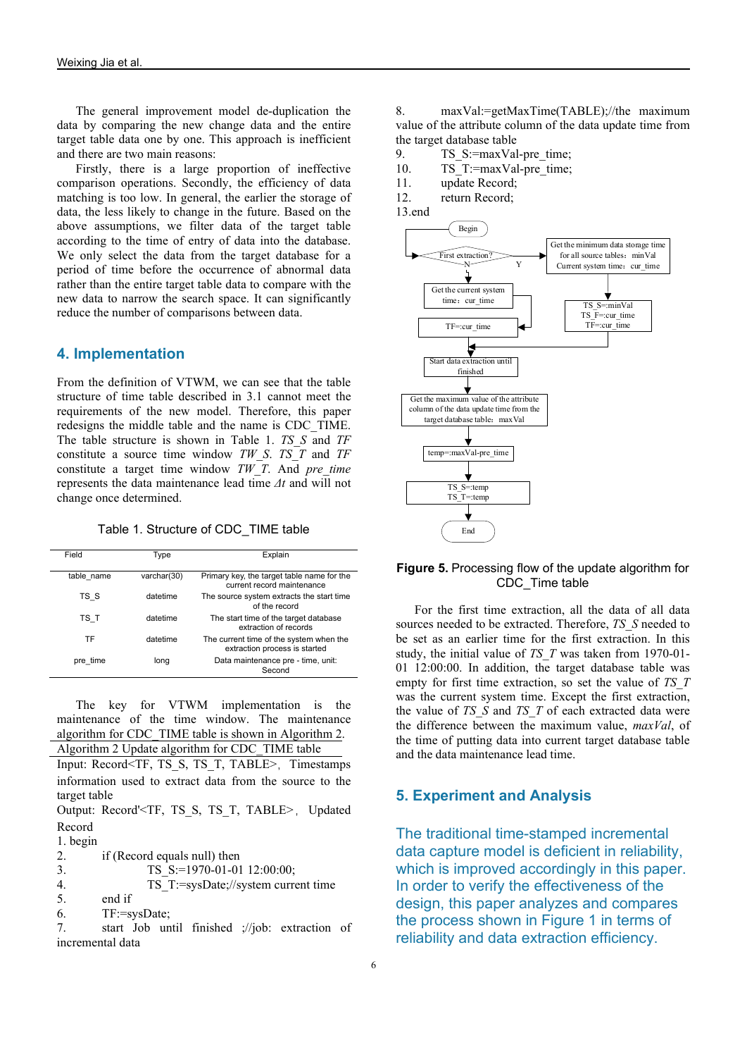The general improvement model de-duplication the data by comparing the new change data and the entire target table data one by one. This approach is inefficient and there are two main reasons:

Firstly, there is a large proportion of ineffective comparison operations. Secondly, the efficiency of data matching is too low. In general, the earlier the storage of data, the less likely to change in the future. Based on the above assumptions, we filter data of the target table according to the time of entry of data into the database. We only select the data from the target database for a period of time before the occurrence of abnormal data rather than the entire target table data to compare with the new data to narrow the search space. It can significantly reduce the number of comparisons between data.

## 4. Implementation

From the definition of VTWM, we can see that the table structure of time table described in 3.1 cannot meet the requirements of the new model. Therefore, this paper redesigns the middle table and the name is CDC_TIME. The table structure is shown in Table 1. *TS_S* and *TF* constitute a source time window *TW_S*. *TS_T* and *TF* constitute a target time window *TW_T*. And *pre_time* represents the data maintenance lead time $\Delta t$ and will not change once determined.

Table 1. Structure of CDC_TIME table

| Field | Type | Explain |
| --- | --- | --- |
| table_name | varchar(30) | Primary key, the target table name for the current record maintenance |
| TS_S | datetime | The source system extracts the start time of the record |
| TS_T | datetime | The start time of the target database extraction of records |
| TF | datetime | The current time of the system when the extraction process is started |
| pre_time | long | Data maintenance pre - time, unit: Second |

The key for VTWM implementation is the maintenance of the time window. The maintenance algorithm for CDC_TIME table is shown in Algorithm 2.

Algorithm 2 Update algorithm for CDC_TIME table

Input: Record<TF, TS_S, TS_T, TABLE>, Timestamps information used to extract data from the source to the target table

Output: Record'<TF, TS_S, TS_T, TABLE>, Updated Record

```
1. begin
2.       if (Record equals null) then
3.              TS_S:=1970-01-01 12:00:00;
4.              TS_T:=sysDate;//system current time
5.       end if
6.       TF:=sysDate;
7.       start Job until finished ;//job: extraction of incremental data
8.       maxVal:=getMaxTime(TABLE);//the maximum value of the attribute column of the data update time from the target database table
9.       TS_S:=maxVal-pre_time;
10.      TS_T:=maxVal-pre_time;
11.      update Record;
12.      return Record;
13.end
```

**Figure 5.** Processing flow of the update algorithm for CDC_Time table

For the first time extraction, all the data of all data sources needed to be extracted. Therefore, *TS_S* needed to be set as an earlier time for the first extraction. In this study, the initial value of *TS_T* was taken from 1970-01-01 12:00:00. In addition, the target database table was empty for first time extraction, so set the value of *TS_T* was the current system time. Except the first extraction, the value of *TS_S* and *TS_T* of each extracted data were the difference between the maximum value, *maxVal*, of the time of putting data into current target database table and the data maintenance lead time.

## 5. Experiment and Analysis

The traditional time-stamped incremental data capture model is deficient in reliability, which is improved accordingly in this paper. In order to verify the effectiveness of the design, this paper analyzes and compares the process shown in Figure 1 in terms of reliability and data extraction efficiency.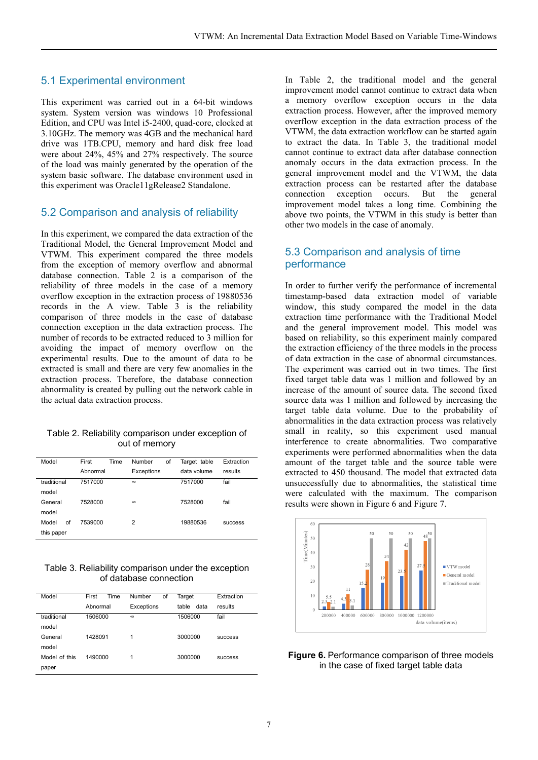## 5.1 Experimental environment

This experiment was carried out in a 64-bit windows system. System version was windows 10 Professional Edition, and CPU was Intel i5-2400, quad-core, clocked at 3.10GHz. The memory was 4GB and the mechanical hard drive was 1TB.CPU, memory and hard disk free load were about 24%, 45% and 27% respectively. The source of the load was mainly generated by the operation of the system basic software. The database environment used in this experiment was Oracle11gRelease2 Standalone.

## 5.2 Comparison and analysis of reliability

In this experiment, we compared the data extraction of the Traditional Model, the General Improvement Model and VTWM. This experiment compared the three models from the exception of memory overflow and abnormal database connection. Table 2 is a comparison of the reliability of three models in the case of a memory overflow exception in the extraction process of 19880536 records in the A view. Table 3 is the reliability comparison of three models in the case of database connection exception in the data extraction process. The number of records to be extracted reduced to 3 million for avoiding the impact of memory overflow on the experimental results. Due to the amount of data to be extracted is small and there are very few anomalies in the extraction process. Therefore, the database connection abnormality is created by pulling out the network cable in the actual data extraction process.

Table 2. Reliability comparison under exception of out of memory

| Model | First Time Abnormal | Number of Exceptions | Target table data volume | Extraction results |
|---|---|---|---|---|
| traditional model | 7517000 | ∞ | 7517000 | fail |
| General model | 7528000 | ∞ | 7528000 | fail |
| Model of this paper | 7539000 | 2 | 19880536 | success |

Table 3. Reliability comparison under the exception of database connection

| Model | First Time Abnormal | Number of Exceptions | Target table data | Extraction results |
|---|---|---|---|---|
| traditional model | 1506000 | ∞ | 1506000 | fail |
| General model | 1428091 | 1 | 3000000 | success |
| Model of this paper | 1490000 | 1 | 3000000 | success |

In Table 2, the traditional model and the general improvement model cannot continue to extract data when a memory overflow exception occurs in the data extraction process. However, after the improved memory overflow exception in the data extraction process of the VTWM, the data extraction workflow can be started again to extract the data. In Table 3, the traditional model cannot continue to extract data after database connection anomaly occurs in the data extraction process. In the general improvement model and the VTWM, the data extraction process can be restarted after the database connection exception occurs. But the general improvement model takes a long time. Combining the above two points, the VTWM in this study is better than other two models in the case of anomaly.

## 5.3 Comparison and analysis of time performance

In order to further verify the performance of incremental timestamp-based data extraction model of variable window, this study compared the model in the data extraction time performance with the Traditional Model and the general improvement model. This model was based on reliability, so this experiment mainly compared the extraction efficiency of the three models in the process of data extraction in the case of abnormal circumstances. The experiment was carried out in two times. The first fixed target table data was 1 million and followed by an increase of the amount of source data. The second fixed source data was 1 million and followed by increasing the target table data volume. Due to the probability of abnormalities in the data extraction process was relatively small in reality, so this experiment used manual interference to create abnormalities. Two comparative experiments were performed abnormalities when the data amount of the target table and the source table were extracted to 450 thousand. The model that extracted data unsuccessfully due to abnormalities, the statistical time were calculated with the maximum. The comparison results were shown in Figure 6 and Figure 7.

**Figure 6.** Performance comparison of three models in the case of fixed target table data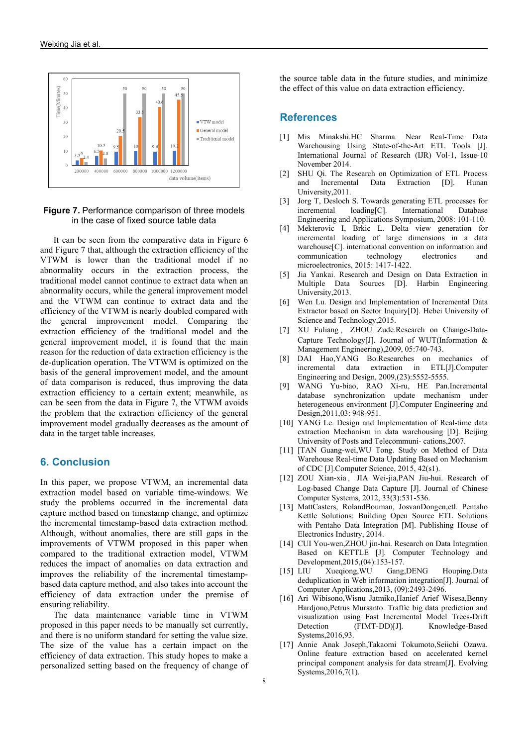**Figure 7.** Performance comparison of three models in the case of fixed source table data

It can be seen from the comparative data in Figure 6 and Figure 7 that, although the extraction efficiency of the VTWM is lower than the traditional model if no abnormality occurs in the extraction process, the traditional model cannot continue to extract data when an abnormality occurs, while the general improvement model and the VTWM can continue to extract data and the efficiency of the VTWM is nearly doubled compared with the general improvement model. Comparing the extraction efficiency of the traditional model and the general improvement model, it is found that the main reason for the reduction of data extraction efficiency is the de-duplication operation. The VTWM is optimized on the basis of the general improvement model, and the amount of data comparison is reduced, thus improving the data extraction efficiency to a certain extent; meanwhile, as can be seen from the data in Figure 7, the VTWM avoids the problem that the extraction efficiency of the general improvement model gradually decreases as the amount of data in the target table increases.

## 6. Conclusion

In this paper, we propose VTWM, an incremental data extraction model based on variable time-windows. We study the problems occurred in the incremental data capture method based on timestamp change, and optimize the incremental timestamp-based data extraction method. Although, without anomalies, there are still gaps in the improvements of VTWM proposed in this paper when compared to the traditional extraction model, VTWM reduces the impact of anomalies on data extraction and improves the reliability of the incremental timestamp-based data capture method, and also takes into account the efficiency of data extraction under the premise of ensuring reliability.

The data maintenance variable time in VTWM proposed in this paper needs to be manually set currently, and there is no uniform standard for setting the value size. The size of the value has a certain impact on the efficiency of data extraction. This study hopes to make a personalized setting based on the frequency of change of the source table data in the future studies, and minimize the effect of this value on data extraction efficiency.

## References

[1] Mis Minakshi.HC Sharma. Near Real-Time Data Warehousing Using State-of-the-Art ETL Tools [J]. International Journal of Research (IJR) Vol-1, Issue-10 November 2014.

[2] SHU Qi. The Research on Optimization of ETL Process and Incremental Data Extraction [D]. Hunan University,2011.

[3] Jorg T, Desloch S. Towards generating ETL processes for incremental loading[C]. International Database Engineering and Applications Symposium, 2008: 101-110.

[4] Mekterovic I, Brkic L. Delta view generation for incremental loading of large dimensions in a data warehouse[C]. international convention on information and communication technology electronics and microelectronics, 2015: 1417-1422.

[5] Jia Yankai. Research and Design on Data Extraction in Multiple Data Sources [D]. Harbin Engineering University,2013.

[6] Wen Lu. Design and Implementation of Incremental Data Extractor based on Sector Inquiry[D]. Hebei University of Science and Technology,2015.

[7] XU Fuliang，ZHOU Zude.Research on Change-Data-Capture Technology[J]. Journal of WUT(Information & Management Engineering),2009, 05:740-743.

[8] DAI Hao,YANG Bo.Researches on mechanics of incremental data extraction in ETL[J].Computer Engineering and Design, 2009,(23):5552-5555.

[9] WANG Yu-biao, RAO Xi-ru, HE Pan.Incremental database synchronization update mechanism under heterogeneous environment [J].Computer Engineering and Design,2011,03: 948-951.

[10] YANG Le. Design and Implementation of Real-time data extraction Mechanism in data warehousing [D]. Beijing University of Posts and Telecommuni- cations,2007.

[11] [TAN Guang-wei,WU Tong. Study on Method of Data Warehouse Real-time Data Updating Based on Mechanism of CDC [J].Computer Science, 2015, 42(s1).

[12] ZOU Xian-xia，JIA Wei-jia,PAN Jiu-hui. Research of Log-based Change Data Capture [J]. Journal of Chinese Computer Systems, 2012, 33(3):531-536.

[13] MattCasters, RolandBouman, JosvanDongen,etl. Pentaho Kettle Solutions: Building Open Source ETL Solutions with Pentaho Data Integration [M]. Publishing House of Electronics Industry, 2014.

[14] CUI You-wen,ZHOU jin-hai. Research on Data Integration Based on KETTLE [J]. Computer Technology and Development,2015,(04):153-157.

[15] LIU Xueqiong,WU Gang,DENG Houping.Data deduplication in Web information integration[J]. Journal of Computer Applications,2013, (09):2493-2496.

[16] Ari Wibisono,Wisnu Jatmiko,Hanief Arief Wisesa,Benny Hardjono,Petrus Mursanto. Traffic big data prediction and visualization using Fast Incremental Model Trees-Drift Detection (FIMT-DD)[J]. Knowledge-Based Systems,2016,93.

[17] Annie Anak Joseph,Takaomi Tokumoto,Seiichi Ozawa. Online feature extraction based on accelerated kernel principal component analysis for data stream[J]. Evolving Systems,2016,7(1).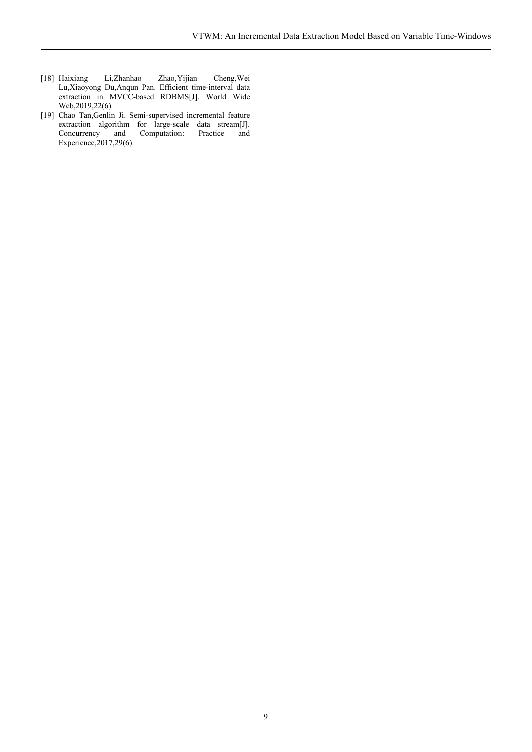[18] Haixiang Li,Zhanhao Zhao,Yijian Cheng,Wei Lu,Xiaoyong Du,Anqun Pan. Efficient time-interval data extraction in MVCC-based RDBMS[J]. World Wide Web,2019,22(6).

[19] Chao Tan,Genlin Ji. Semi-supervised incremental feature extraction algorithm for large-scale data stream[J]. Concurrency and Computation: Practice and Experience,2017,29(6).